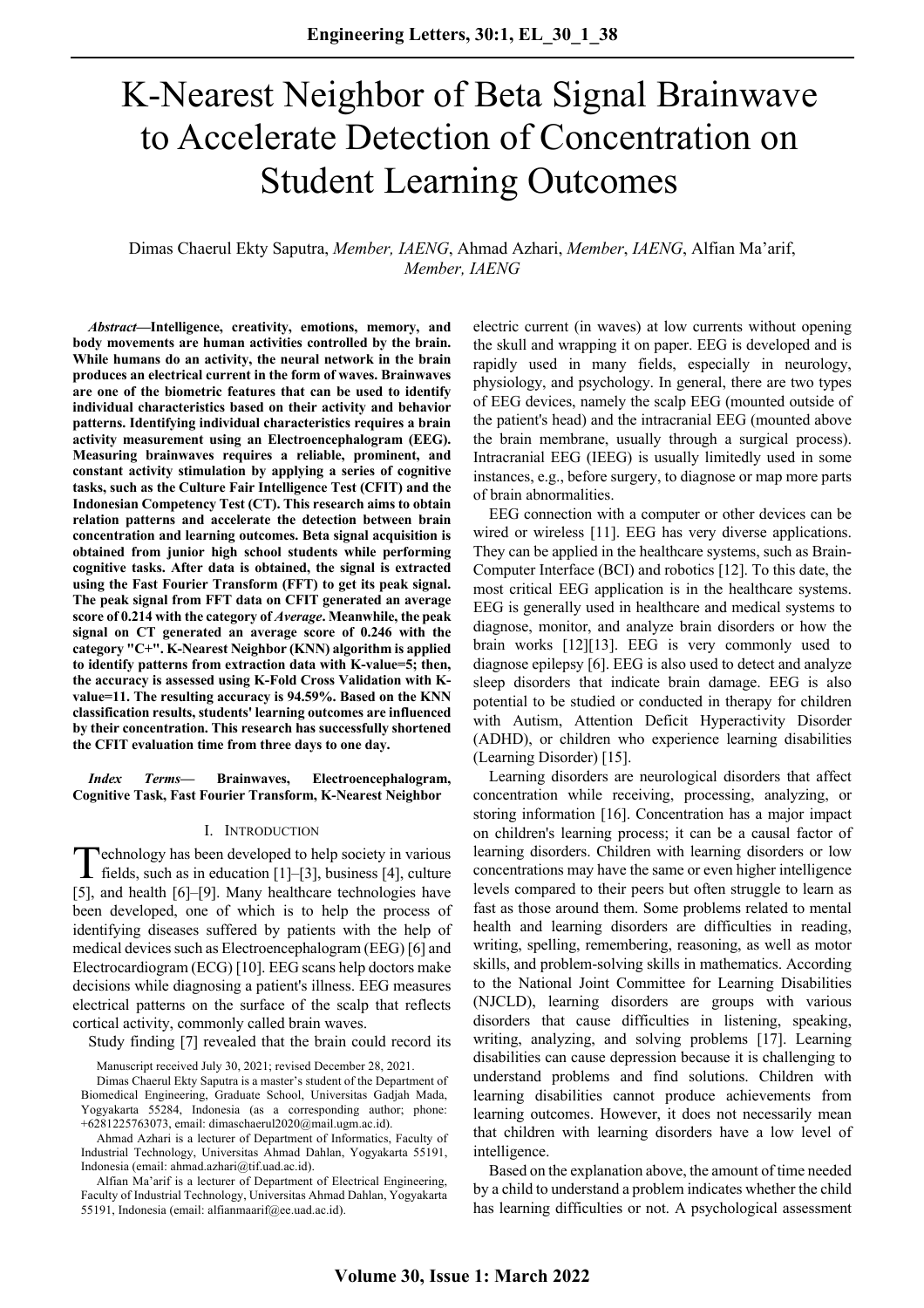# K-Nearest Neighbor of Beta Signal Brainwave to Accelerate Detection of Concentration on Student Learning Outcomes

Dimas Chaerul Ekty Saputra, *Member, IAENG*, Ahmad Azhari, *Member*, *IAENG*, Alfian Ma'arif, *Member, IAENG*

***Abstract*—Intelligence, creativity, emotions, memory, and body movements are human activities controlled by the brain. While humans do an activity, the neural network in the brain produces an electrical current in the form of waves. Brainwaves are one of the biometric features that can be used to identify individual characteristics based on their activity and behavior patterns. Identifying individual characteristics requires a brain activity measurement using an Electroencephalogram (EEG). Measuring brainwaves requires a reliable, prominent, and constant activity stimulation by applying a series of cognitive tasks, such as the Culture Fair Intelligence Test (CFIT) and the Indonesian Competency Test (CT). This research aims to obtain relation patterns and accelerate the detection between brain concentration and learning outcomes. Beta signal acquisition is obtained from junior high school students while performing cognitive tasks. After data is obtained, the signal is extracted using the Fast Fourier Transform (FFT) to get its peak signal. The peak signal from FFT data on CFIT generated an average score of 0.214 with the category of *Average*. Meanwhile, the peak signal on CT generated an average score of 0.246 with the category "C+". K-Nearest Neighbor (KNN) algorithm is applied to identify patterns from extraction data with K-value=5; then, the accuracy is assessed using K-Fold Cross Validation with K-value=11. The resulting accuracy is 94.59%. Based on the KNN classification results, students' learning outcomes are influenced by their concentration. This research has successfully shortened the CFIT evaluation time from three days to one day.**

***Index Terms*— Brainwaves, Electroencephalogram, Cognitive Task, Fast Fourier Transform, K-Nearest Neighbor**

## I. Introduction

Technology has been developed to help society in various fields, such as in education [1]–[3], business [4], culture [5], and health [6]–[9]. Many healthcare technologies have been developed, one of which is to help the process of identifying diseases suffered by patients with the help of medical devices such as Electroencephalogram (EEG) [6] and Electrocardiogram (ECG) [10]. EEG scans help doctors make decisions while diagnosing a patient's illness. EEG measures electrical patterns on the surface of the scalp that reflects cortical activity, commonly called brain waves.

Study finding [7] revealed that the brain could record its electric current (in waves) at low currents without opening the skull and wrapping it on paper. EEG is developed and is rapidly used in many fields, especially in neurology, physiology, and psychology. In general, there are two types of EEG devices, namely the scalp EEG (mounted outside of the patient's head) and the intracranial EEG (mounted above the brain membrane, usually through a surgical process). Intracranial EEG (IEEG) is usually limitedly used in some instances, e.g., before surgery, to diagnose or map more parts of brain abnormalities.

EEG connection with a computer or other devices can be wired or wireless [11]. EEG has very diverse applications. They can be applied in the healthcare systems, such as Brain-Computer Interface (BCI) and robotics [12]. To this date, the most critical EEG application is in the healthcare systems. EEG is generally used in healthcare and medical systems to diagnose, monitor, and analyze brain disorders or how the brain works [12][13]. EEG is very commonly used to diagnose epilepsy [6]. EEG is also used to detect and analyze sleep disorders that indicate brain damage. EEG is also potential to be studied or conducted in therapy for children with Autism, Attention Deficit Hyperactivity Disorder (ADHD), or children who experience learning disabilities (Learning Disorder) [15].

Learning disorders are neurological disorders that affect concentration while receiving, processing, analyzing, or storing information [16]. Concentration has a major impact on children's learning process; it can be a causal factor of learning disorders. Children with learning disorders or low concentrations may have the same or even higher intelligence levels compared to their peers but often struggle to learn as fast as those around them. Some problems related to mental health and learning disorders are difficulties in reading, writing, spelling, remembering, reasoning, as well as motor skills, and problem-solving skills in mathematics. According to the National Joint Committee for Learning Disabilities (NJCLD), learning disorders are groups with various disorders that cause difficulties in listening, speaking, writing, analyzing, and solving problems [17]. Learning disabilities can cause depression because it is challenging to understand problems and find solutions. Children with learning disabilities cannot produce achievements from learning outcomes. However, it does not necessarily mean that children with learning disorders have a low level of intelligence.

Based on the explanation above, the amount of time needed by a child to understand a problem indicates whether the child has learning difficulties or not. A psychological assessment

Manuscript received July 30, 2021; revised December 28, 2021.

Dimas Chaerul Ekty Saputra is a master's student of the Department of Biomedical Engineering, Graduate School, Universitas Gadjah Mada, Yogyakarta 55284, Indonesia (as a corresponding author; phone: +6281225763073, email: dimaschaerul2020@mail.ugm.ac.id).

Ahmad Azhari is a lecturer of Department of Informatics, Faculty of Industrial Technology, Universitas Ahmad Dahlan, Yogyakarta 55191, Indonesia (email: ahmad.azhari@tif.uad.ac.id).

Alfian Ma'arif is a lecturer of Department of Electrical Engineering, Faculty of Industrial Technology, Universitas Ahmad Dahlan, Yogyakarta 55191, Indonesia (email: alfianmaarif@ee.uad.ac.id).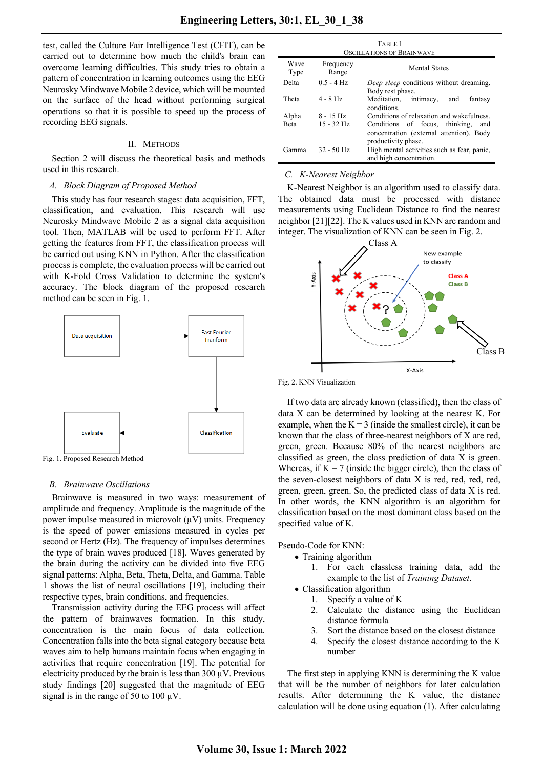test, called the Culture Fair Intelligence Test (CFIT), can be carried out to determine how much the child's brain can overcome learning difficulties. This study tries to obtain a pattern of concentration in learning outcomes using the EEG Neurosky Mindwave Mobile 2 device, which will be mounted on the surface of the head without performing surgical operations so that it is possible to speed up the process of recording EEG signals.

## II. Methods

Section 2 will discuss the theoretical basis and methods used in this research.

### *A. Block Diagram of Proposed Method*

This study has four research stages: data acquisition, FFT, classification, and evaluation. This research will use Neurosky Mindwave Mobile 2 as a signal data acquisition tool. Then, MATLAB will be used to perform FFT. After getting the features from FFT, the classification process will be carried out using KNN in Python. After the classification process is complete, the evaluation process will be carried out with K-Fold Cross Validation to determine the system's accuracy. The block diagram of the proposed research method can be seen in Fig. 1.

Data acquisition → Fast Fourier Tranform → Classification → Evaluate

Fig. 1. Proposed Research Method

### *B. Brainwave Oscillations*

Brainwave is measured in two ways: measurement of amplitude and frequency. Amplitude is the magnitude of the power impulse measured in microvolt (µV) units. Frequency is the speed of power emissions measured in cycles per second or Hertz (Hz). The frequency of impulses determines the type of brain waves produced [18]. Waves generated by the brain during the activity can be divided into five EEG signal patterns: Alpha, Beta, Theta, Delta, and Gamma. Table 1 shows the list of neural oscillations [19], including their respective types, brain conditions, and frequencies.

Transmission activity during the EEG process will affect the pattern of brainwaves formation. In this study, concentration is the main focus of data collection. Concentration falls into the beta signal category because beta waves aim to help humans maintain focus when engaging in activities that require concentration [19]. The potential for electricity produced by the brain is less than 300 µV. Previous study findings [20] suggested that the magnitude of EEG signal is in the range of 50 to 100 µV.

TABLE I
OSCILLATIONS OF BRAINWAVE

| Wave Type | Frequency Range | Mental States |
|---|---|---|
| Delta | 0.5 - 4 Hz | *Deep sleep* conditions without dreaming. Body rest phase. |
| Theta | 4 - 8 Hz | Meditation, intimacy, and fantasy conditions. |
| Alpha | 8 - 15 Hz | Conditions of relaxation and wakefulness. |
| Beta | 15 - 32 Hz | Conditions of focus, thinking, and concentration (external attention). Body productivity phase. |
| Gamma | 32 - 50 Hz | High mental activities such as fear, panic, and high concentration. |

### *C. K-Nearest Neighbor*

K-Nearest Neighbor is an algorithm used to classify data. The obtained data must be processed with distance measurements using Euclidean Distance to find the nearest neighbor [21][22]. The K values used in KNN are random and integer. The visualization of KNN can be seen in Fig. 2.

Fig. 2. KNN Visualization

If two data are already known (classified), then the class of data X can be determined by looking at the nearest K. For example, when the K = 3 (inside the smallest circle), it can be known that the class of three-nearest neighbors of X are red, green, green. Because 80% of the nearest neighbors are classified as green, the class prediction of data X is green. Whereas, if K = 7 (inside the bigger circle), then the class of the seven-closest neighbors of data X is red, red, red, red, green, green, green. So, the predicted class of data X is red. In other words, the KNN algorithm is an algorithm for classification based on the most dominant class based on the specified value of K.

Pseudo-Code for KNN:

- Training algorithm
  1. For each classless training data, add the example to the list of *Training Dataset*.
- Classification algorithm
  1. Specify a value of K
  2. Calculate the distance using the Euclidean distance formula
  3. Sort the distance based on the closest distance
  4. Specify the closest distance according to the K number

The first step in applying KNN is determining the K value that will be the number of neighbors for later calculation results. After determining the K value, the distance calculation will be done using equation (1). After calculating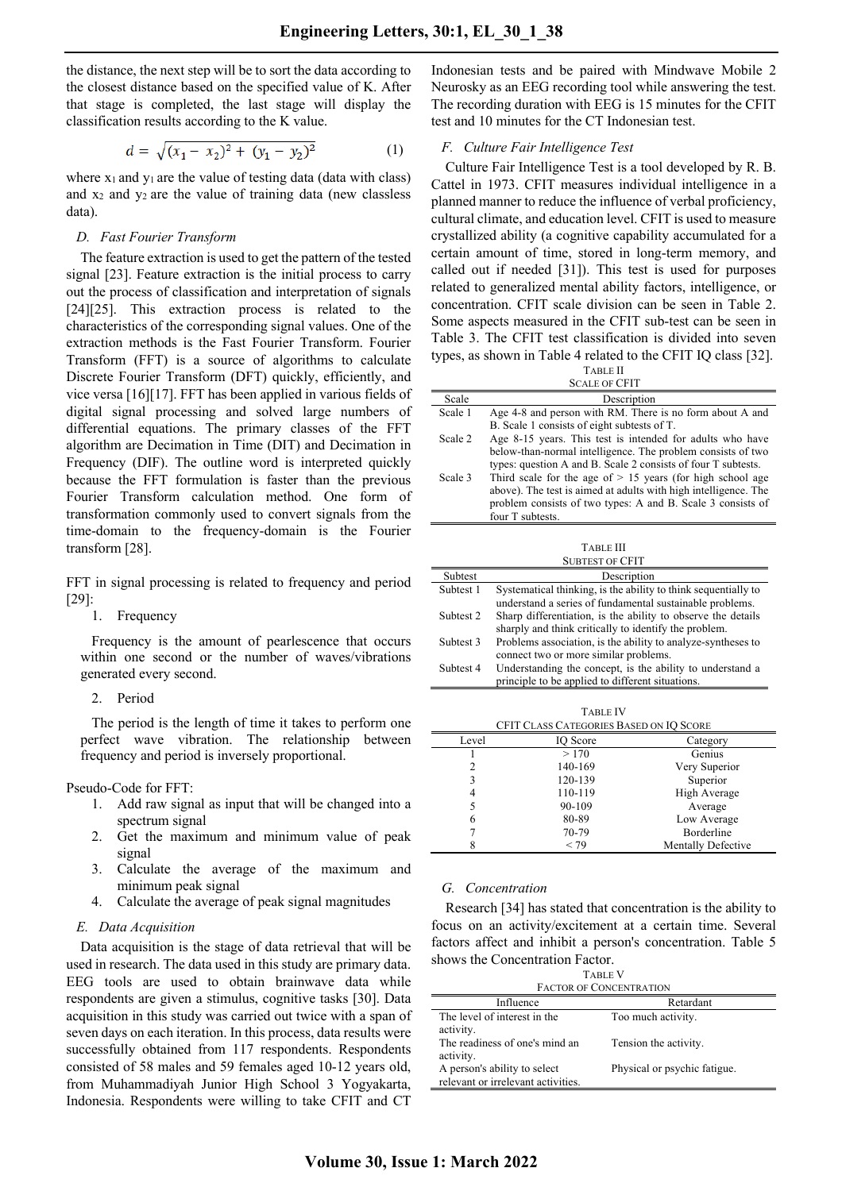the distance, the next step will be to sort the data according to the closest distance based on the specified value of K. After that stage is completed, the last stage will display the classification results according to the K value.

$$d = \sqrt{(x_1 - x_2)^2 + (y_1 - y_2)^2} \quad (1)$$

where $x_1$ and $y_1$ are the value of testing data (data with class) and $x_2$ and $y_2$ are the value of training data (new classless data).

### *D. Fast Fourier Transform*

The feature extraction is used to get the pattern of the tested signal [23]. Feature extraction is the initial process to carry out the process of classification and interpretation of signals [24][25]. This extraction process is related to the characteristics of the corresponding signal values. One of the extraction methods is the Fast Fourier Transform. Fourier Transform (FFT) is a source of algorithms to calculate Discrete Fourier Transform (DFT) quickly, efficiently, and vice versa [16][17]. FFT has been applied in various fields of digital signal processing and solved large numbers of differential equations. The primary classes of the FFT algorithm are Decimation in Time (DIT) and Decimation in Frequency (DIF). The outline word is interpreted quickly because the FFT formulation is faster than the previous Fourier Transform calculation method. One form of transformation commonly used to convert signals from the time-domain to the frequency-domain is the Fourier transform [28].

FFT in signal processing is related to frequency and period [29]:

1. Frequency

   Frequency is the amount of pearlescence that occurs within one second or the number of waves/vibrations generated every second.

2. Period

   The period is the length of time it takes to perform one perfect wave vibration. The relationship between frequency and period is inversely proportional.

Pseudo-Code for FFT:

1. Add raw signal as input that will be changed into a spectrum signal
2. Get the maximum and minimum value of peak signal
3. Calculate the average of the maximum and minimum peak signal
4. Calculate the average of peak signal magnitudes

### *E. Data Acquisition*

Data acquisition is the stage of data retrieval that will be used in research. The data used in this study are primary data. EEG tools are used to obtain brainwave data while respondents are given a stimulus, cognitive tasks [30]. Data acquisition in this study was carried out twice with a span of seven days on each iteration. In this process, data results were successfully obtained from 117 respondents. Respondents consisted of 58 males and 59 females aged 10-12 years old, from Muhammadiyah Junior High School 3 Yogyakarta, Indonesia. Respondents were willing to take CFIT and CT Indonesian tests and be paired with Mindwave Mobile 2 Neurosky as an EEG recording tool while answering the test. The recording duration with EEG is 15 minutes for the CFIT test and 10 minutes for the CT Indonesian test.

### *F. Culture Fair Intelligence Test*

Culture Fair Intelligence Test is a tool developed by R. B. Cattel in 1973. CFIT measures individual intelligence in a planned manner to reduce the influence of verbal proficiency, cultural climate, and education level. CFIT is used to measure crystallized ability (a cognitive capability accumulated for a certain amount of time, stored in long-term memory, and called out if needed [31]). This test is used for purposes related to generalized mental ability factors, intelligence, or concentration. CFIT scale division can be seen in Table 2. Some aspects measured in the CFIT sub-test can be seen in Table 3. The CFIT test classification is divided into seven types, as shown in Table 4 related to the CFIT IQ class [32].

TABLE II
SCALE OF CFIT

| Scale | Description |
|---|---|
| Scale 1 | Age 4-8 and person with RM. There is no form about A and B. Scale 1 consists of eight subtests of T. |
| Scale 2 | Age 8-15 years. This test is intended for adults who have below-than-normal intelligence. The problem consists of two types: question A and B. Scale 2 consists of four T subtests. |
| Scale 3 | Third scale for the age of > 15 years (for high school age above). The test is aimed at adults with high intelligence. The problem consists of two types: A and B. Scale 3 consists of four T subtests. |

TABLE III
SUBTEST OF CFIT

| Subtest | Description |
|---|---|
| Subtest 1 | Systematical thinking, is the ability to think sequentially to understand a series of fundamental sustainable problems. |
| Subtest 2 | Sharp differentiation, is the ability to observe the details sharply and think critically to identify the problem. |
| Subtest 3 | Problems association, is the ability to analyze-syntheses to connect two or more similar problems. |
| Subtest 4 | Understanding the concept, is the ability to understand a principle to be applied to different situations. |

TABLE IV
CFIT CLASS CATEGORIES BASED ON IQ SCORE

| Level | IQ Score | Category |
|---|---|---|
| 1 | > 170 | Genius |
| 2 | 140-169 | Very Superior |
| 3 | 120-139 | Superior |
| 4 | 110-119 | High Average |
| 5 | 90-109 | Average |
| 6 | 80-89 | Low Average |
| 7 | 70-79 | Borderline |
| 8 | < 79 | Mentally Defective |

### *G. Concentration*

Research [34] has stated that concentration is the ability to focus on an activity/excitement at a certain time. Several factors affect and inhibit a person's concentration. Table 5 shows the Concentration Factor.

TABLE V
FACTOR OF CONCENTRATION

| Influence | Retardant |
|---|---|
| The level of interest in the activity. | Too much activity. |
| The readiness of one's mind an activity. | Tension the activity. |
| A person's ability to select relevant or irrelevant activities. | Physical or psychic fatigue. |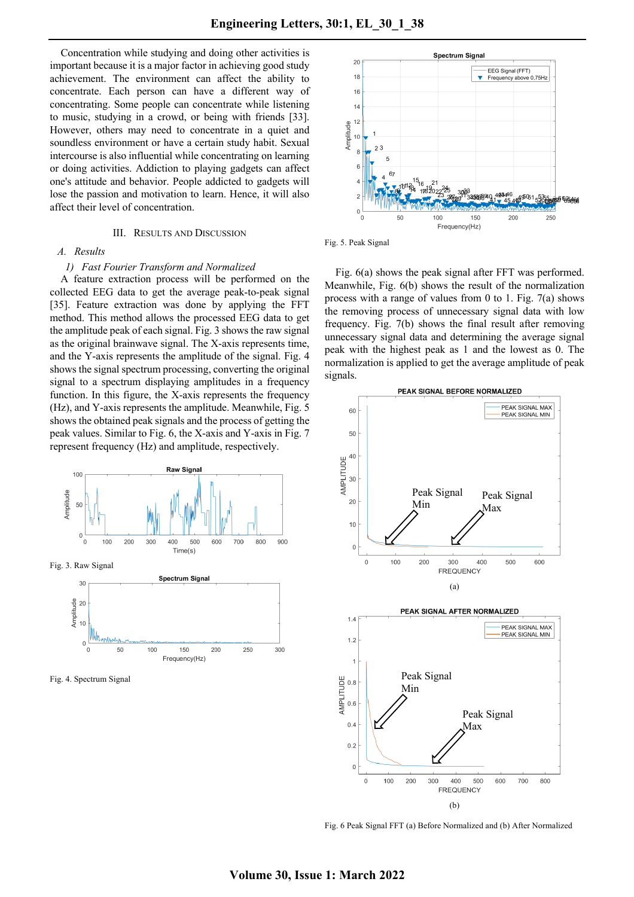Concentration while studying and doing other activities is important because it is a major factor in achieving good study achievement. The environment can affect the ability to concentrate. Each person can have a different way of concentrating. Some people can concentrate while listening to music, studying in a crowd, or being with friends [33]. However, others may need to concentrate in a quiet and soundless environment or have a certain study habit. Sexual intercourse is also influential while concentrating on learning or doing activities. Addiction to playing gadgets can affect one's attitude and behavior. People addicted to gadgets will lose the passion and motivation to learn. Hence, it will also affect their level of concentration.

## III. Results and Discussion

### A. Results

#### 1) Fast Fourier Transform and Normalized

A feature extraction process will be performed on the collected EEG data to get the average peak-to-peak signal [35]. Feature extraction was done by applying the FFT method. This method allows the processed EEG data to get the amplitude peak of each signal. Fig. 3 shows the raw signal as the original brainwave signal. The X-axis represents time, and the Y-axis represents the amplitude of the signal. Fig. 4 shows the signal spectrum processing, converting the original signal to a spectrum displaying amplitudes in a frequency function. In this figure, the X-axis represents the frequency (Hz), and Y-axis represents the amplitude. Meanwhile, Fig. 5 shows the obtained peak signals and the process of getting the peak values. Similar to Fig. 6, the X-axis and Y-axis in Fig. 7 represent frequency (Hz) and amplitude, respectively.

Fig. 3. Raw Signal

Fig. 4. Spectrum Signal

Fig. 5. Peak Signal

Fig. 6(a) shows the peak signal after FFT was performed. Meanwhile, Fig. 6(b) shows the result of the normalization process with a range of values from 0 to 1. Fig. 7(a) shows the removing process of unnecessary signal data with low frequency. Fig. 7(b) shows the final result after removing unnecessary signal data and determining the average signal peak with the highest peak as 1 and the lowest as 0. The normalization is applied to get the average amplitude of peak signals.

(a)

(b)

Fig. 6 Peak Signal FFT (a) Before Normalized and (b) After Normalized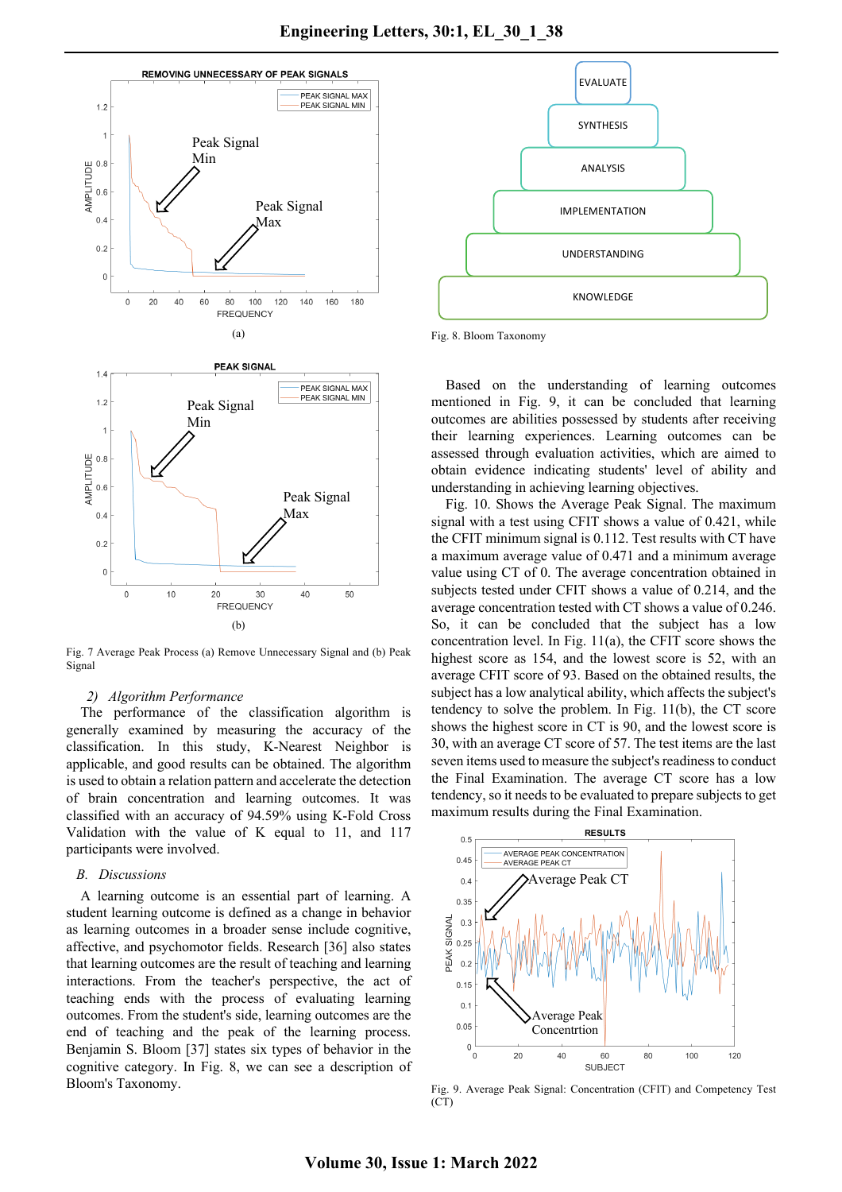Fig. 7 Average Peak Process (a) Remove Unnecessary Signal and (b) Peak Signal

### 2) *Algorithm Performance*

The performance of the classification algorithm is generally examined by measuring the accuracy of the classification. In this study, K-Nearest Neighbor is applicable, and good results can be obtained. The algorithm is used to obtain a relation pattern and accelerate the detection of brain concentration and learning outcomes. It was classified with an accuracy of 94.59% using K-Fold Cross Validation with the value of K equal to 11, and 117 participants were involved.

## *B. Discussions*

A learning outcome is an essential part of learning. A student learning outcome is defined as a change in behavior as learning outcomes in a broader sense include cognitive, affective, and psychomotor fields. Research [36] also states that learning outcomes are the result of teaching and learning interactions. From the teacher's perspective, the act of teaching ends with the process of evaluating learning outcomes. From the student's side, learning outcomes are the end of teaching and the peak of the learning process. Benjamin S. Bloom [37] states six types of behavior in the cognitive category. In Fig. 8, we can see a description of Bloom's Taxonomy.

Fig. 8. Bloom Taxonomy

Based on the understanding of learning outcomes mentioned in Fig. 9, it can be concluded that learning outcomes are abilities possessed by students after receiving their learning experiences. Learning outcomes can be assessed through evaluation activities, which are aimed to obtain evidence indicating students' level of ability and understanding in achieving learning objectives.

Fig. 10. Shows the Average Peak Signal. The maximum signal with a test using CFIT shows a value of 0.421, while the CFIT minimum signal is 0.112. Test results with CT have a maximum average value of 0.471 and a minimum average value using CT of 0. The average concentration obtained in subjects tested under CFIT shows a value of 0.214, and the average concentration tested with CT shows a value of 0.246. So, it can be concluded that the subject has a low concentration level. In Fig. 11(a), the CFIT score shows the highest score as 154, and the lowest score is 52, with an average CFIT score of 93. Based on the obtained results, the subject has a low analytical ability, which affects the subject's tendency to solve the problem. In Fig. 11(b), the CT score shows the highest score in CT is 90, and the lowest score is 30, with an average CT score of 57. The test items are the last seven items used to measure the subject's readiness to conduct the Final Examination. The average CT score has a low tendency, so it needs to be evaluated to prepare subjects to get maximum results during the Final Examination.

Fig. 9. Average Peak Signal: Concentration (CFIT) and Competency Test (CT)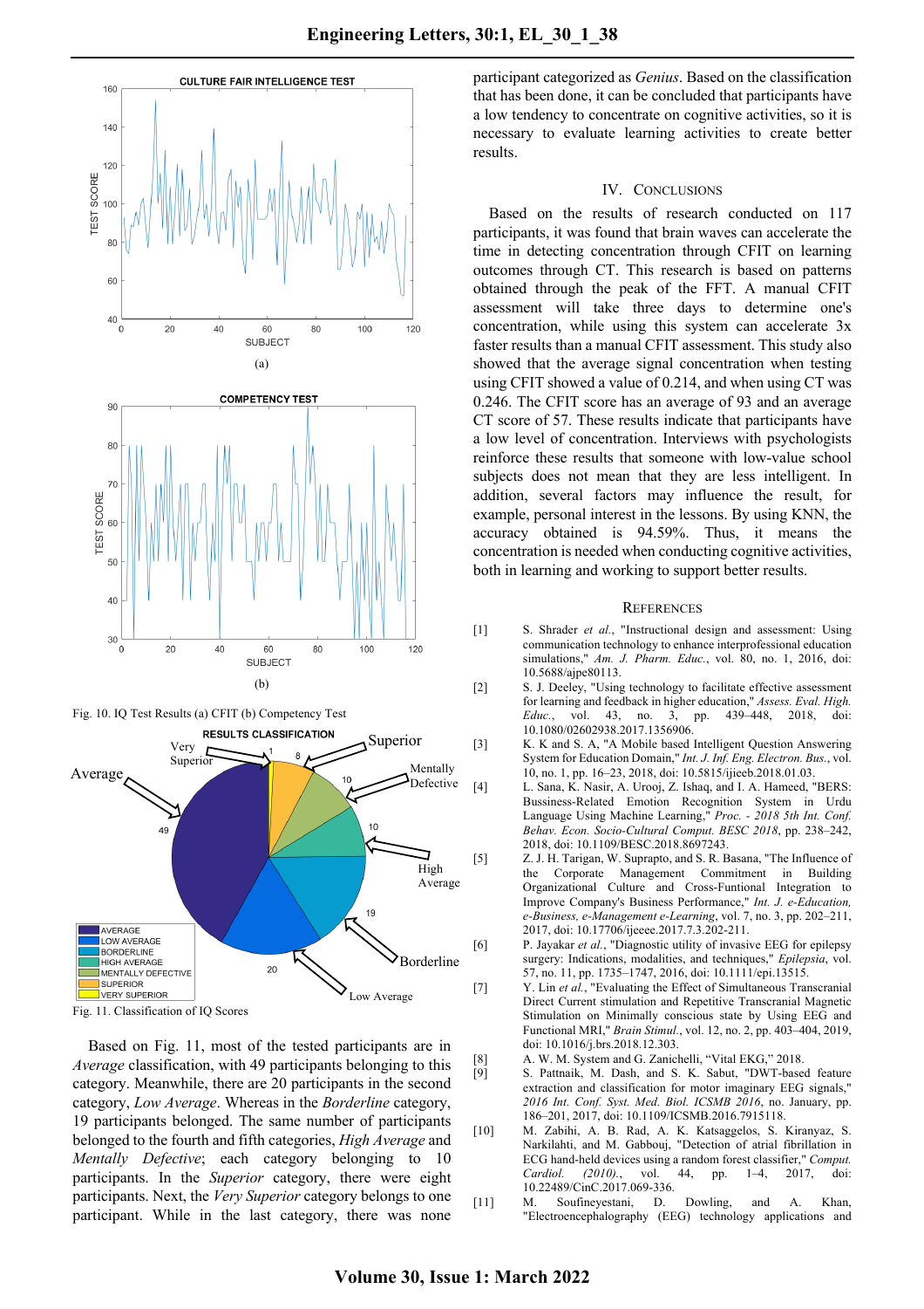Fig. 10. IQ Test Results (a) CFIT (b) Competency Test

Fig. 11. Classification of IQ Scores

Based on Fig. 11, most of the tested participants are in *Average* classification, with 49 participants belonging to this category. Meanwhile, there are 20 participants in the second category, *Low Average*. Whereas in the *Borderline* category, 19 participants belonged. The same number of participants belonged to the fourth and fifth categories, *High Average* and *Mentally Defective*; each category belonging to 10 participants. In the *Superior* category, there were eight participants. Next, the *Very Superior* category belongs to one participant. While in the last category, there was none participant categorized as *Genius*. Based on the classification that has been done, it can be concluded that participants have a low tendency to concentrate on cognitive activities, so it is necessary to evaluate learning activities to create better results.

## IV. Conclusions

Based on the results of research conducted on 117 participants, it was found that brain waves can accelerate the time in detecting concentration through CFIT on learning outcomes through CT. This research is based on patterns obtained through the peak of the FFT. A manual CFIT assessment will take three days to determine one's concentration, while using this system can accelerate 3x faster results than a manual CFIT assessment. This study also showed that the average signal concentration when testing using CFIT showed a value of 0.214, and when using CT was 0.246. The CFIT score has an average of 93 and an average CT score of 57. These results indicate that participants have a low level of concentration. Interviews with psychologists reinforce these results that someone with low-value school subjects does not mean that they are less intelligent. In addition, several factors may influence the result, for example, personal interest in the lessons. By using KNN, the accuracy obtained is 94.59%. Thus, it means the concentration is needed when conducting cognitive activities, both in learning and working to support better results.

## References

[1] S. Shrader *et al.*, "Instructional design and assessment: Using communication technology to enhance interprofessional education simulations," *Am. J. Pharm. Educ.*, vol. 80, no. 1, 2016, doi: 10.5688/ajpe80113.

[2] S. J. Deeley, "Using technology to facilitate effective assessment for learning and feedback in higher education," *Assess. Eval. High. Educ.*, vol. 43, no. 3, pp. 439–448, 2018, doi: 10.1080/02602938.2017.1356906.

[3] K. K and S. A, "A Mobile based Intelligent Question Answering System for Education Domain," *Int. J. Inf. Eng. Electron. Bus.*, vol. 10, no. 1, pp. 16–23, 2018, doi: 10.5815/ijieeb.2018.01.03.

[4] L. Sana, K. Nasir, A. Urooj, Z. Ishaq, and I. A. Hameed, "BERS: Bussiness-Related Emotion Recognition System in Urdu Language Using Machine Learning," *Proc. - 2018 5th Int. Conf. Behav. Econ. Socio-Cultural Comput. BESC 2018*, pp. 238–242, 2018, doi: 10.1109/BESC.2018.8697243.

[5] Z. J. H. Tarigan, W. Suprapto, and S. R. Basana, "The Influence of the Corporate Management Commitment in Building Organizational Culture and Cross-Funtional Integration to Improve Company's Business Performance," *Int. J. e-Education, e-Business, e-Management e-Learning*, vol. 7, no. 3, pp. 202–211, 2017, doi: 10.17706/ijeeee.2017.7.3.202-211.

[6] P. Jayakar *et al.*, "Diagnostic utility of invasive EEG for epilepsy surgery: Indications, modalities, and techniques," *Epilepsia*, vol. 57, no. 11, pp. 1735–1747, 2016, doi: 10.1111/epi.13515.

[7] Y. Lin *et al.*, "Evaluating the Effect of Simultaneous Transcranial Direct Current stimulation and Repetitive Transcranial Magnetic Stimulation on Minimally conscious state by Using EEG and Functional MRI," *Brain Stimul.*, vol. 12, no. 2, pp. 403–404, 2019, doi: 10.1016/j.brs.2018.12.303.

[8] A. W. M. System and G. Zanichelli, "Vital EKG," 2018.

[9] S. Pattnaik, M. Dash, and S. K. Sabut, "DWT-based feature extraction and classification for motor imaginary EEG signals," *2016 Int. Conf. Syst. Med. Biol. ICSMB 2016*, no. January, pp. 186–201, 2017, doi: 10.1109/ICSMB.2016.7915118.

[10] M. Zabihi, A. B. Rad, A. K. Katsaggelos, S. Kiranyaz, S. Narkilahti, and M. Gabbouj, "Detection of atrial fibrillation in ECG hand-held devices using a random forest classifier," *Comput. Cardiol. (2010).*, vol. 44, pp. 1–4, 2017, doi: 10.22489/CinC.2017.069-336.

[11] M. Soufineyestani, D. Dowling, and A. Khan, "Electroencephalography (EEG) technology applications and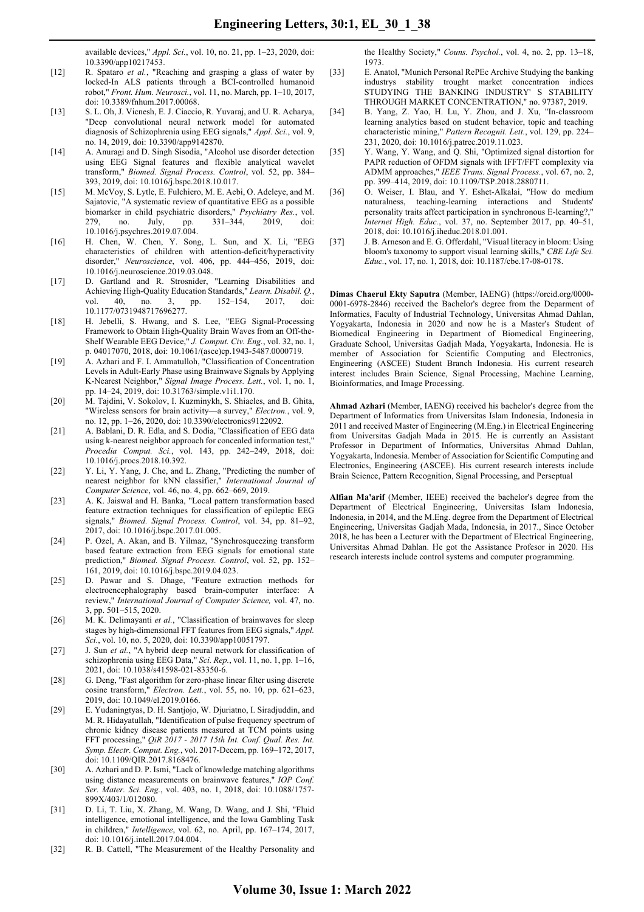available devices," *Appl. Sci.*, vol. 10, no. 21, pp. 1–23, 2020, doi: 10.3390/app10217453.

[12] R. Spataro *et al.*, "Reaching and grasping a glass of water by locked-In ALS patients through a BCI-controlled humanoid robot," *Front. Hum. Neurosci.*, vol. 11, no. March, pp. 1–10, 2017, doi: 10.3389/fnhum.2017.00068.

[13] S. L. Oh, J. Vicnesh, E. J. Ciaccio, R. Yuvaraj, and U. R. Acharya, "Deep convolutional neural network model for automated diagnosis of Schizophrenia using EEG signals," *Appl. Sci.*, vol. 9, no. 14, 2019, doi: 10.3390/app9142870.

[14] A. Anuragi and D. Singh Sisodia, "Alcohol use disorder detection using EEG Signal features and flexible analytical wavelet transform," *Biomed. Signal Process. Control*, vol. 52, pp. 384–393, 2019, doi: 10.1016/j.bspc.2018.10.017.

[15] M. McVoy, S. Lytle, E. Fulchiero, M. E. Aebi, O. Adeleye, and M. Sajatovic, "A systematic review of quantitative EEG as a possible biomarker in child psychiatric disorders," *Psychiatry Res.*, vol. 279, no. July, pp. 331–344, 2019, doi: 10.1016/j.psychres.2019.07.004.

[16] H. Chen, W. Chen, Y. Song, L. Sun, and X. Li, "EEG characteristics of children with attention-deficit/hyperactivity disorder," *Neuroscience*, vol. 406, pp. 444–456, 2019, doi: 10.1016/j.neuroscience.2019.03.048.

[17] D. Gartland and R. Strosnider, "Learning Disabilities and Achieving High-Quality Education Standards," *Learn. Disabil. Q.*, vol. 40, no. 3, pp. 152–154, 2017, doi: 10.1177/0731948717696277.

[18] H. Jebelli, S. Hwang, and S. Lee, "EEG Signal-Processing Framework to Obtain High-Quality Brain Waves from an Off-the-Shelf Wearable EEG Device," *J. Comput. Civ. Eng.*, vol. 32, no. 1, p. 04017070, 2018, doi: 10.1061/(asce)cp.1943-5487.0000719.

[19] A. Azhari and F. I. Ammatulloh, "Classification of Concentration Levels in Adult-Early Phase using Brainwave Signals by Applying K-Nearest Neighbor," *Signal Image Process. Lett.*, vol. 1, no. 1, pp. 14–24, 2019, doi: 10.31763/simple.v1i1.170.

[20] M. Tajdini, V. Sokolov, I. Kuzminykh, S. Shiaeles, and B. Ghita, "Wireless sensors for brain activity—a survey," *Electron.*, vol. 9, no. 12, pp. 1–26, 2020, doi: 10.3390/electronics9122092.

[21] A. Bablani, D. R. Edla, and S. Dodia, "Classification of EEG data using k-nearest neighbor approach for concealed information test," *Procedia Comput. Sci.*, vol. 143, pp. 242–249, 2018, doi: 10.1016/j.procs.2018.10.392.

[22] Y. Li, Y. Yang, J. Che, and L. Zhang, "Predicting the number of nearest neighbor for kNN classifier," *International Journal of Computer Science*, vol. 46, no. 4, pp. 662–669, 2019.

[23] A. K. Jaiswal and H. Banka, "Local pattern transformation based feature extraction techniques for classification of epileptic EEG signals," *Biomed. Signal Process. Control*, vol. 34, pp. 81–92, 2017, doi: 10.1016/j.bspc.2017.01.005.

[24] P. Ozel, A. Akan, and B. Yilmaz, "Synchrosqueezing transform based feature extraction from EEG signals for emotional state prediction," *Biomed. Signal Process. Control*, vol. 52, pp. 152–161, 2019, doi: 10.1016/j.bspc.2019.04.023.

[25] D. Pawar and S. Dhage, "Feature extraction methods for electroencephalography based brain-computer interface: A review," *International Journal of Computer Science,* vol. 47, no. 3, pp. 501–515, 2020.

[26] M. K. Delimayanti *et al.*, "Classification of brainwaves for sleep stages by high-dimensional FFT features from EEG signals," *Appl. Sci.*, vol. 10, no. 5, 2020, doi: 10.3390/app10051797.

[27] J. Sun *et al.*, "A hybrid deep neural network for classification of schizophrenia using EEG Data," *Sci. Rep.*, vol. 11, no. 1, pp. 1–16, 2021, doi: 10.1038/s41598-021-83350-6.

[28] G. Deng, "Fast algorithm for zero-phase linear filter using discrete cosine transform," *Electron. Lett.*, vol. 55, no. 10, pp. 621–623, 2019, doi: 10.1049/el.2019.0166.

[29] E. Yudaningtyas, D. H. Santjojo, W. Djuriatno, I. Siradjuddin, and M. R. Hidayatullah, "Identification of pulse frequency spectrum of chronic kidney disease patients measured at TCM points using FFT processing," *QiR 2017 - 2017 15th Int. Conf. Qual. Res. Int. Symp. Electr. Comput. Eng.*, vol. 2017-Decem, pp. 169–172, 2017, doi: 10.1109/QIR.2017.8168476.

[30] A. Azhari and D. P. Ismi, "Lack of knowledge matching algorithms using distance measurements on brainwave features," *IOP Conf. Ser. Mater. Sci. Eng.*, vol. 403, no. 1, 2018, doi: 10.1088/1757-899X/403/1/012080.

[31] D. Li, T. Liu, X. Zhang, M. Wang, D. Wang, and J. Shi, "Fluid intelligence, emotional intelligence, and the Iowa Gambling Task in children," *Intelligence*, vol. 62, no. April, pp. 167–174, 2017, doi: 10.1016/j.intell.2017.04.004.

[32] R. B. Cattell, "The Measurement of the Healthy Personality and the Healthy Society," *Couns. Psychol.*, vol. 4, no. 2, pp. 13–18, 1973.

[33] E. Anatol, "Munich Personal RePEc Archive Studying the banking industrys stability trought market concentration indices STUDYING THE BANKING INDUSTRY' S STABILITY THROUGH MARKET CONCENTRATION," no. 97387, 2019.

[34] B. Yang, Z. Yao, H. Lu, Y. Zhou, and J. Xu, "In-classroom learning analytics based on student behavior, topic and teaching characteristic mining," *Pattern Recognit. Lett.*, vol. 129, pp. 224–231, 2020, doi: 10.1016/j.patrec.2019.11.023.

[35] Y. Wang, Y. Wang, and Q. Shi, "Optimized signal distortion for PAPR reduction of OFDM signals with IFFT/FFT complexity via ADMM approaches," *IEEE Trans. Signal Process.*, vol. 67, no. 2, pp. 399–414, 2019, doi: 10.1109/TSP.2018.2880711.

[36] O. Weiser, I. Blau, and Y. Eshet-Alkalai, "How do medium naturalness, teaching-learning interactions and Students' personality traits affect participation in synchronous E-learning?," *Internet High. Educ.*, vol. 37, no. September 2017, pp. 40–51, 2018, doi: 10.1016/j.iheduc.2018.01.001.

[37] J. B. Arneson and E. G. Offerdahl, "Visual literacy in bloom: Using bloom's taxonomy to support visual learning skills," *CBE Life Sci. Educ.*, vol. 17, no. 1, 2018, doi: 10.1187/cbe.17-08-0178.

**Dimas Chaerul Ekty Saputra** (Member, IAENG) (https://orcid.org/0000-0001-6978-2846) received the Bachelor's degree from the Deparment of Informatics, Faculty of Industrial Technology, Universitas Ahmad Dahlan, Yogyakarta, Indonesia in 2020 and now he is a Master's Student of Biomedical Engineering in Department of Biomedical Engineering, Graduate School, Universitas Gadjah Mada, Yogyakarta, Indonesia. He is member of Association for Scientific Computing and Electronics, Engineering (ASCEE) Student Branch Indonesia. His current research interest includes Brain Science, Signal Processing, Machine Learning, Bioinformatics, and Image Processing.

**Ahmad Azhari** (Member, IAENG) received his bachelor's degree from the Department of Informatics from Universitas Islam Indonesia, Indonesia in 2011 and received Master of Engineering (M.Eng.) in Electrical Engineering from Universitas Gadjah Mada in 2015. He is currently an Assistant Professor in Department of Informatics, Universitas Ahmad Dahlan, Yogyakarta, Indonesia. Member of Association for Scientific Computing and Electronics, Engineering (ASCEE). His current research interests include Brain Science, Pattern Recognition, Signal Processing, and Perseptual

**Alfian Ma'arif** (Member, IEEE) received the bachelor's degree from the Department of Electrical Engineering, Universitas Islam Indonesia, Indonesia, in 2014, and the M.Eng. degree from the Department of Electrical Engineering, Universitas Gadjah Mada, Indonesia, in 2017., Since October 2018, he has been a Lecturer with the Department of Electrical Engineering, Universitas Ahmad Dahlan. He got the Assistance Profesor in 2020. His research interests include control systems and computer programming.